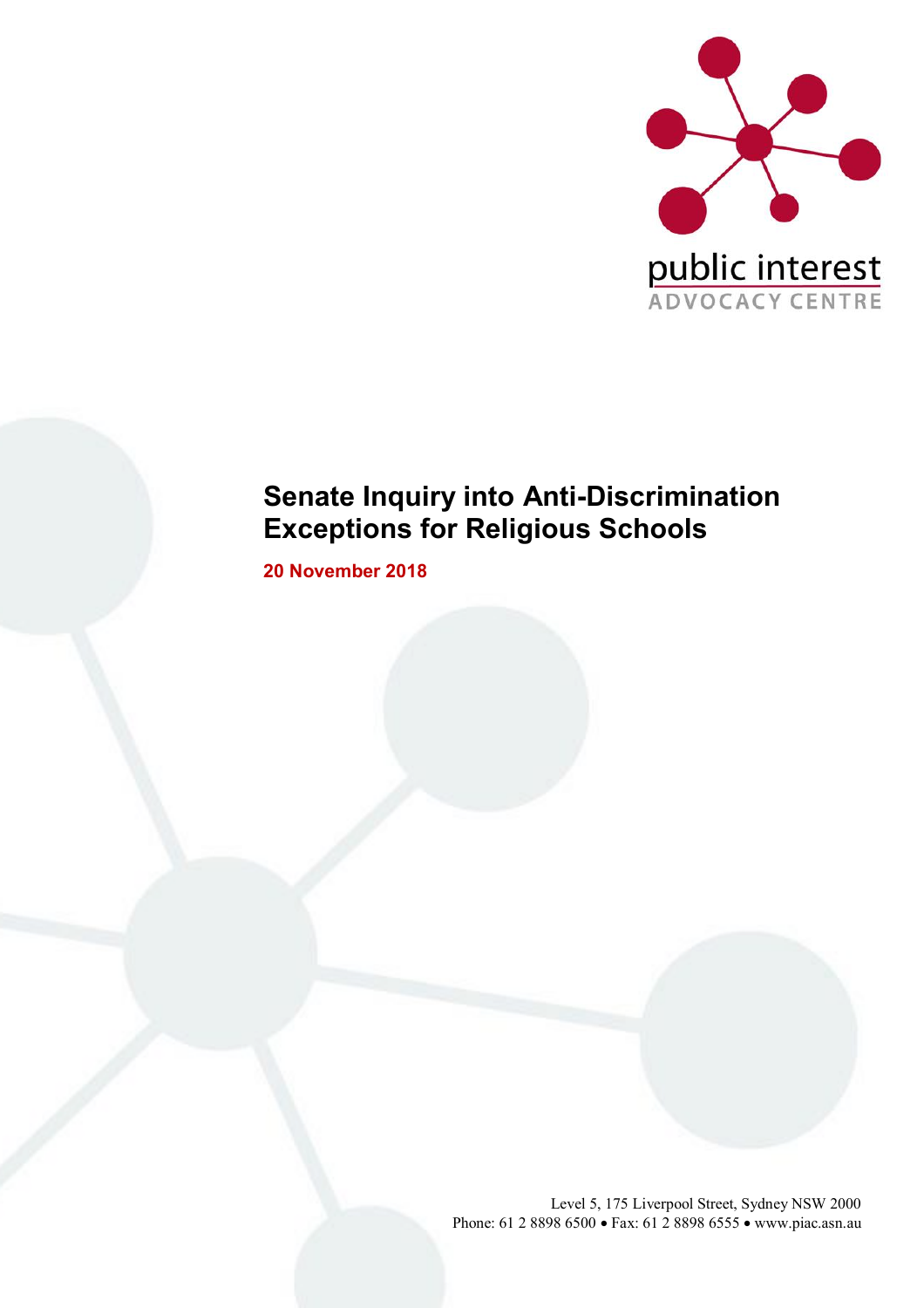public interest
ADVOCACY CENTRE

# Senate Inquiry into Anti-Discrimination Exceptions for Religious Schools

**20 November 2018**

Level 5, 175 Liverpool Street, Sydney NSW 2000
Phone: 61 2 8898 6500 • Fax: 61 2 8898 6555 • www.piac.asn.au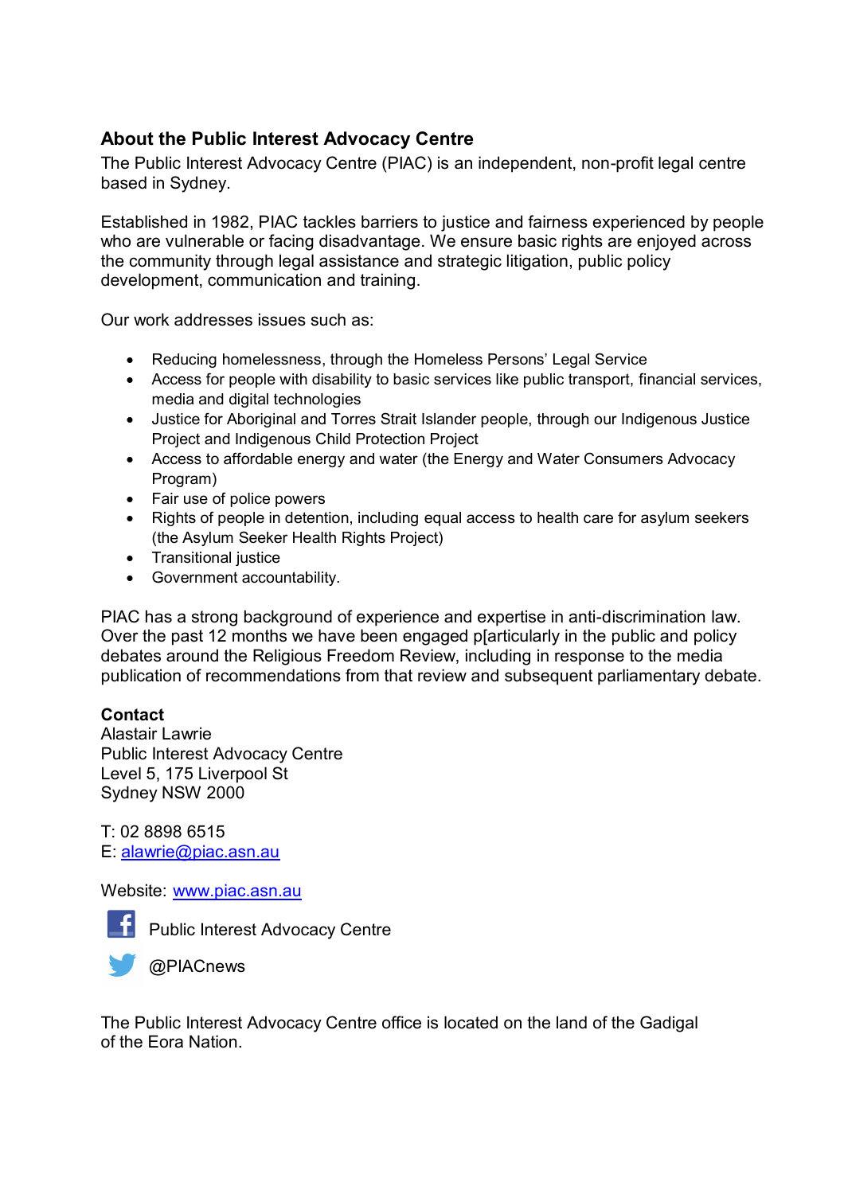## About the Public Interest Advocacy Centre

The Public Interest Advocacy Centre (PIAC) is an independent, non-profit legal centre based in Sydney.

Established in 1982, PIAC tackles barriers to justice and fairness experienced by people who are vulnerable or facing disadvantage. We ensure basic rights are enjoyed across the community through legal assistance and strategic litigation, public policy development, communication and training.

Our work addresses issues such as:

- Reducing homelessness, through the Homeless Persons' Legal Service
- Access for people with disability to basic services like public transport, financial services, media and digital technologies
- Justice for Aboriginal and Torres Strait Islander people, through our Indigenous Justice Project and Indigenous Child Protection Project
- Access to affordable energy and water (the Energy and Water Consumers Advocacy Program)
- Fair use of police powers
- Rights of people in detention, including equal access to health care for asylum seekers (the Asylum Seeker Health Rights Project)
- Transitional justice
- Government accountability.

PIAC has a strong background of experience and expertise in anti-discrimination law. Over the past 12 months we have been engaged p[articularly in the public and policy debates around the Religious Freedom Review, including in response to the media publication of recommendations from that review and subsequent parliamentary debate.

**Contact**
Alastair Lawrie
Public Interest Advocacy Centre
Level 5, 175 Liverpool St
Sydney NSW 2000

T: 02 8898 6515
E: alawrie@piac.asn.au

Website: www.piac.asn.au

Public Interest Advocacy Centre

@PIACnews

The Public Interest Advocacy Centre office is located on the land of the Gadigal of the Eora Nation.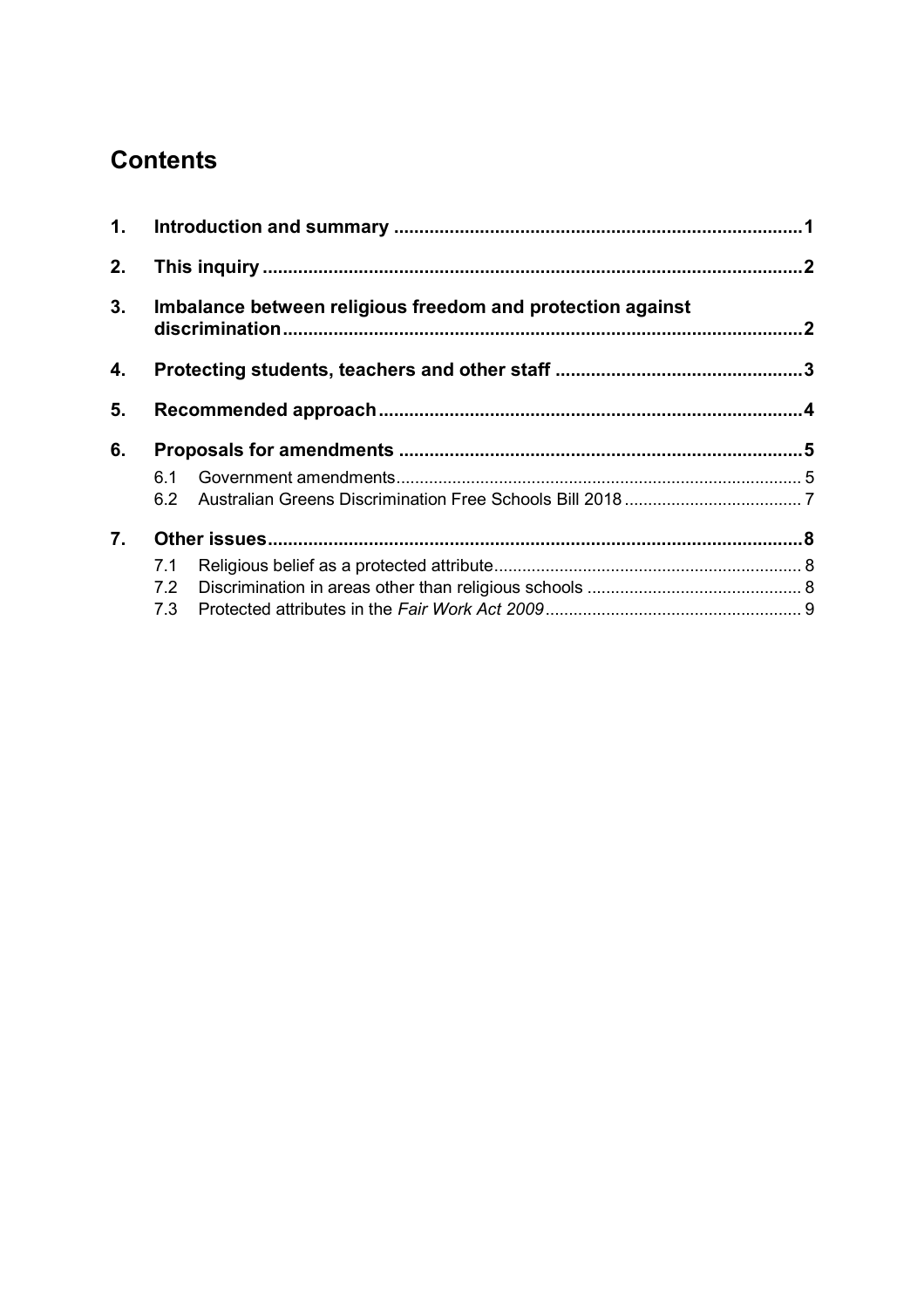# Contents

| | | |
|---|---|---|
| **1.** | **Introduction and summary** | **1** |
| **2.** | **This inquiry** | **2** |
| **3.** | **Imbalance between religious freedom and protection against discrimination** | **2** |
| **4.** | **Protecting students, teachers and other staff** | **3** |
| **5.** | **Recommended approach** | **4** |
| **6.** | **Proposals for amendments** | **5** |
| 6.1 | Government amendments | 5 |
| 6.2 | Australian Greens Discrimination Free Schools Bill 2018 | 7 |
| **7.** | **Other issues** | **8** |
| 7.1 | Religious belief as a protected attribute | 8 |
| 7.2 | Discrimination in areas other than religious schools | 8 |
| 7.3 | Protected attributes in the *Fair Work Act 2009* | 9 |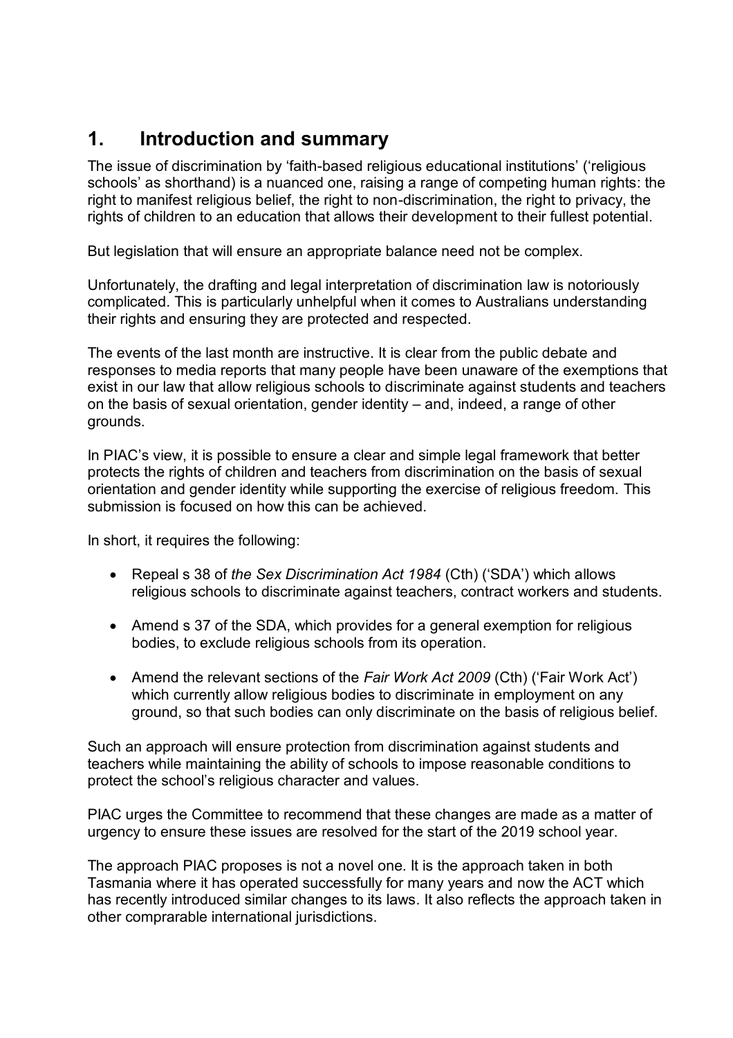## 1. Introduction and summary

The issue of discrimination by 'faith-based religious educational institutions' ('religious schools' as shorthand) is a nuanced one, raising a range of competing human rights: the right to manifest religious belief, the right to non-discrimination, the right to privacy, the rights of children to an education that allows their development to their fullest potential.

But legislation that will ensure an appropriate balance need not be complex.

Unfortunately, the drafting and legal interpretation of discrimination law is notoriously complicated. This is particularly unhelpful when it comes to Australians understanding their rights and ensuring they are protected and respected.

The events of the last month are instructive. It is clear from the public debate and responses to media reports that many people have been unaware of the exemptions that exist in our law that allow religious schools to discriminate against students and teachers on the basis of sexual orientation, gender identity – and, indeed, a range of other grounds.

In PIAC's view, it is possible to ensure a clear and simple legal framework that better protects the rights of children and teachers from discrimination on the basis of sexual orientation and gender identity while supporting the exercise of religious freedom. This submission is focused on how this can be achieved.

In short, it requires the following:

- Repeal s 38 of *the Sex Discrimination Act 1984* (Cth) ('SDA') which allows religious schools to discriminate against teachers, contract workers and students.
- Amend s 37 of the SDA, which provides for a general exemption for religious bodies, to exclude religious schools from its operation.
- Amend the relevant sections of the *Fair Work Act 2009* (Cth) ('Fair Work Act') which currently allow religious bodies to discriminate in employment on any ground, so that such bodies can only discriminate on the basis of religious belief.

Such an approach will ensure protection from discrimination against students and teachers while maintaining the ability of schools to impose reasonable conditions to protect the school's religious character and values.

PIAC urges the Committee to recommend that these changes are made as a matter of urgency to ensure these issues are resolved for the start of the 2019 school year.

The approach PIAC proposes is not a novel one. It is the approach taken in both Tasmania where it has operated successfully for many years and now the ACT which has recently introduced similar changes to its laws. It also reflects the approach taken in other comprarable international jurisdictions.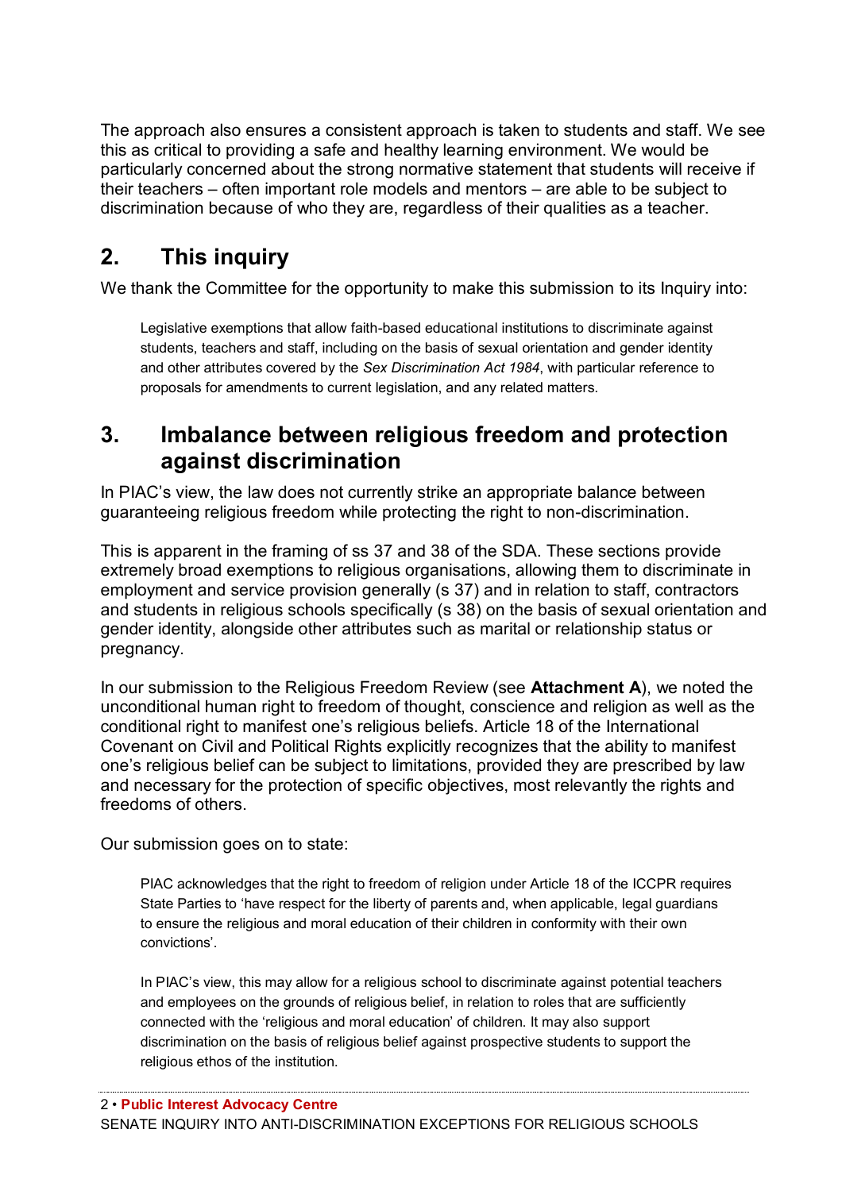The approach also ensures a consistent approach is taken to students and staff. We see this as critical to providing a safe and healthy learning environment. We would be particularly concerned about the strong normative statement that students will receive if their teachers – often important role models and mentors – are able to be subject to discrimination because of who they are, regardless of their qualities as a teacher.

## 2. This inquiry

We thank the Committee for the opportunity to make this submission to its Inquiry into:

> Legislative exemptions that allow faith-based educational institutions to discriminate against students, teachers and staff, including on the basis of sexual orientation and gender identity and other attributes covered by the *Sex Discrimination Act 1984*, with particular reference to proposals for amendments to current legislation, and any related matters.

## 3. Imbalance between religious freedom and protection against discrimination

In PIAC's view, the law does not currently strike an appropriate balance between guaranteeing religious freedom while protecting the right to non-discrimination.

This is apparent in the framing of ss 37 and 38 of the SDA. These sections provide extremely broad exemptions to religious organisations, allowing them to discriminate in employment and service provision generally (s 37) and in relation to staff, contractors and students in religious schools specifically (s 38) on the basis of sexual orientation and gender identity, alongside other attributes such as marital or relationship status or pregnancy.

In our submission to the Religious Freedom Review (see **Attachment A**), we noted the unconditional human right to freedom of thought, conscience and religion as well as the conditional right to manifest one's religious beliefs. Article 18 of the International Covenant on Civil and Political Rights explicitly recognizes that the ability to manifest one's religious belief can be subject to limitations, provided they are prescribed by law and necessary for the protection of specific objectives, most relevantly the rights and freedoms of others.

Our submission goes on to state:

> PIAC acknowledges that the right to freedom of religion under Article 18 of the ICCPR requires State Parties to 'have respect for the liberty of parents and, when applicable, legal guardians to ensure the religious and moral education of their children in conformity with their own convictions'.
>
> In PIAC's view, this may allow for a religious school to discriminate against potential teachers and employees on the grounds of religious belief, in relation to roles that are sufficiently connected with the 'religious and moral education' of children. It may also support discrimination on the basis of religious belief against prospective students to support the religious ethos of the institution.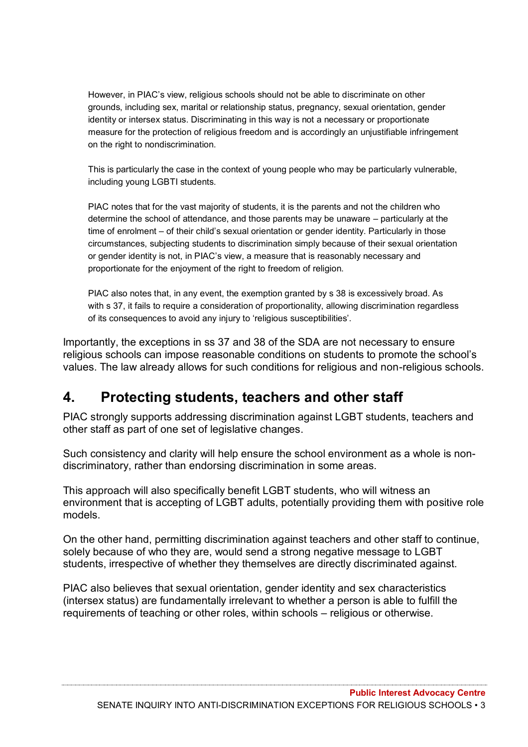> However, in PIAC's view, religious schools should not be able to discriminate on other grounds, including sex, marital or relationship status, pregnancy, sexual orientation, gender identity or intersex status. Discriminating in this way is not a necessary or proportionate measure for the protection of religious freedom and is accordingly an unjustifiable infringement on the right to nondiscrimination.
>
> This is particularly the case in the context of young people who may be particularly vulnerable, including young LGBTI students.
>
> PIAC notes that for the vast majority of students, it is the parents and not the children who determine the school of attendance, and those parents may be unaware – particularly at the time of enrolment – of their child's sexual orientation or gender identity. Particularly in those circumstances, subjecting students to discrimination simply because of their sexual orientation or gender identity is not, in PIAC's view, a measure that is reasonably necessary and proportionate for the enjoyment of the right to freedom of religion.
>
> PIAC also notes that, in any event, the exemption granted by s 38 is excessively broad. As with s 37, it fails to require a consideration of proportionality, allowing discrimination regardless of its consequences to avoid any injury to 'religious susceptibilities'.

Importantly, the exceptions in ss 37 and 38 of the SDA are not necessary to ensure religious schools can impose reasonable conditions on students to promote the school's values. The law already allows for such conditions for religious and non-religious schools.

## 4. Protecting students, teachers and other staff

PIAC strongly supports addressing discrimination against LGBT students, teachers and other staff as part of one set of legislative changes.

Such consistency and clarity will help ensure the school environment as a whole is non-discriminatory, rather than endorsing discrimination in some areas.

This approach will also specifically benefit LGBT students, who will witness an environment that is accepting of LGBT adults, potentially providing them with positive role models.

On the other hand, permitting discrimination against teachers and other staff to continue, solely because of who they are, would send a strong negative message to LGBT students, irrespective of whether they themselves are directly discriminated against.

PIAC also believes that sexual orientation, gender identity and sex characteristics (intersex status) are fundamentally irrelevant to whether a person is able to fulfill the requirements of teaching or other roles, within schools – religious or otherwise.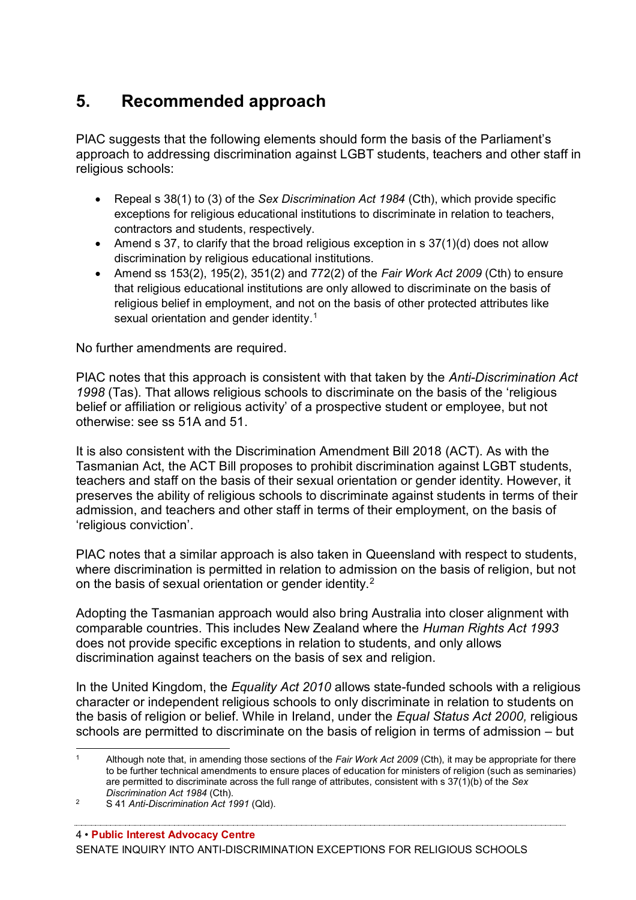## 5. Recommended approach

PIAC suggests that the following elements should form the basis of the Parliament's approach to addressing discrimination against LGBT students, teachers and other staff in religious schools:

- Repeal s 38(1) to (3) of the *Sex Discrimination Act 1984* (Cth), which provide specific exceptions for religious educational institutions to discriminate in relation to teachers, contractors and students, respectively.
- Amend s 37, to clarify that the broad religious exception in s 37(1)(d) does not allow discrimination by religious educational institutions.
- Amend ss 153(2), 195(2), 351(2) and 772(2) of the *Fair Work Act 2009* (Cth) to ensure that religious educational institutions are only allowed to discriminate on the basis of religious belief in employment, and not on the basis of other protected attributes like sexual orientation and gender identity.[1]

No further amendments are required.

PIAC notes that this approach is consistent with that taken by the *Anti-Discrimination Act 1998* (Tas). That allows religious schools to discriminate on the basis of the 'religious belief or affiliation or religious activity' of a prospective student or employee, but not otherwise: see ss 51A and 51.

It is also consistent with the Discrimination Amendment Bill 2018 (ACT). As with the Tasmanian Act, the ACT Bill proposes to prohibit discrimination against LGBT students, teachers and staff on the basis of their sexual orientation or gender identity. However, it preserves the ability of religious schools to discriminate against students in terms of their admission, and teachers and other staff in terms of their employment, on the basis of 'religious conviction'.

PIAC notes that a similar approach is also taken in Queensland with respect to students, where discrimination is permitted in relation to admission on the basis of religion, but not on the basis of sexual orientation or gender identity.[2]

Adopting the Tasmanian approach would also bring Australia into closer alignment with comparable countries. This includes New Zealand where the *Human Rights Act 1993* does not provide specific exceptions in relation to students, and only allows discrimination against teachers on the basis of sex and religion.

In the United Kingdom, the *Equality Act 2010* allows state-funded schools with a religious character or independent religious schools to only discriminate in relation to students on the basis of religion or belief. While in Ireland, under the *Equal Status Act 2000,* religious schools are permitted to discriminate on the basis of religion in terms of admission – but

---

[1] Although note that, in amending those sections of the *Fair Work Act 2009* (Cth), it may be appropriate for there to be further technical amendments to ensure places of education for ministers of religion (such as seminaries) are permitted to discriminate across the full range of attributes, consistent with s 37(1)(b) of the *Sex Discrimination Act 1984* (Cth).

[2] S 41 *Anti-Discrimination Act 1991* (Qld).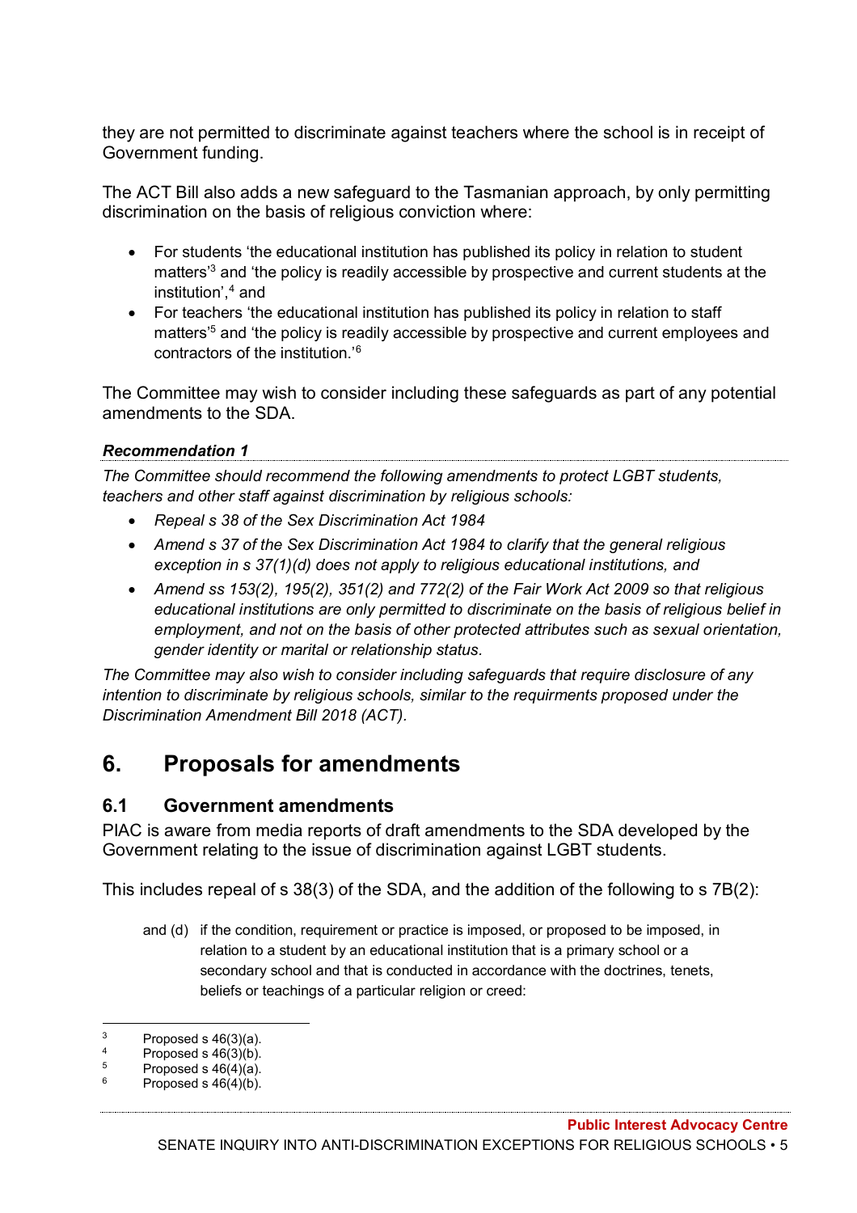they are not permitted to discriminate against teachers where the school is in receipt of Government funding.

The ACT Bill also adds a new safeguard to the Tasmanian approach, by only permitting discrimination on the basis of religious conviction where:

- For students 'the educational institution has published its policy in relation to student matters'[3] and 'the policy is readily accessible by prospective and current students at the institution',[4] and
- For teachers 'the educational institution has published its policy in relation to staff matters'[5] and 'the policy is readily accessible by prospective and current employees and contractors of the institution.'[6]

The Committee may wish to consider including these safeguards as part of any potential amendments to the SDA.

***Recommendation 1***

*The Committee should recommend the following amendments to protect LGBT students, teachers and other staff against discrimination by religious schools:*

- *Repeal s 38 of the Sex Discrimination Act 1984*
- *Amend s 37 of the Sex Discrimination Act 1984 to clarify that the general religious exception in s 37(1)(d) does not apply to religious educational institutions, and*
- *Amend ss 153(2), 195(2), 351(2) and 772(2) of the Fair Work Act 2009 so that religious educational institutions are only permitted to discriminate on the basis of religious belief in employment, and not on the basis of other protected attributes such as sexual orientation, gender identity or marital or relationship status.*

*The Committee may also wish to consider including safeguards that require disclosure of any intention to discriminate by religious schools, similar to the requirments proposed under the Discrimination Amendment Bill 2018 (ACT).*

# 6. Proposals for amendments

## 6.1 Government amendments

PIAC is aware from media reports of draft amendments to the SDA developed by the Government relating to the issue of discrimination against LGBT students.

This includes repeal of s 38(3) of the SDA, and the addition of the following to s 7B(2):

> and (d) if the condition, requirement or practice is imposed, or proposed to be imposed, in relation to a student by an educational institution that is a primary school or a secondary school and that is conducted in accordance with the doctrines, tenets, beliefs or teachings of a particular religion or creed:

---

[3] Proposed s 46(3)(a).

[4] Proposed s 46(3)(b).

[5] Proposed s 46(4)(a).

[6] Proposed s 46(4)(b).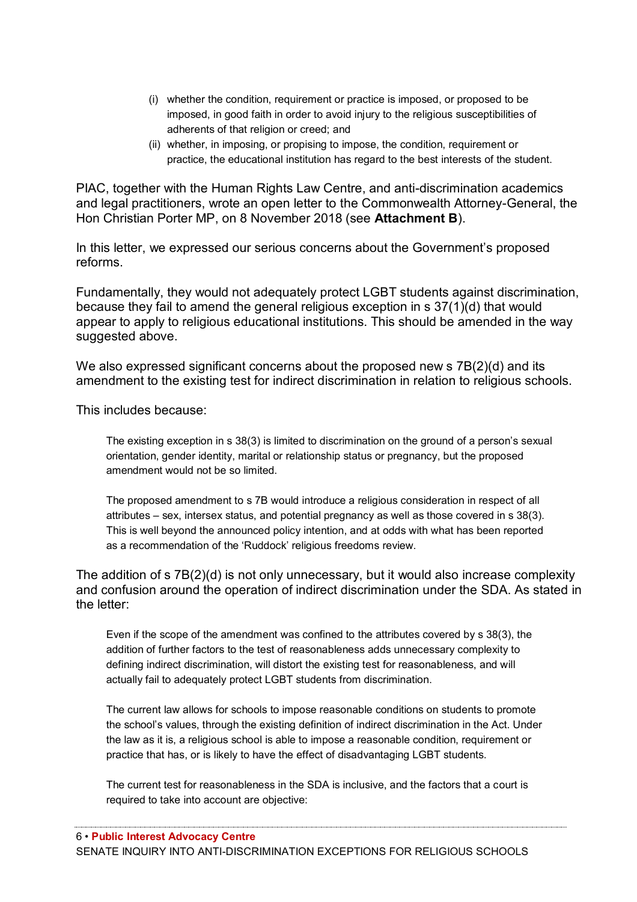(i) whether the condition, requirement or practice is imposed, or proposed to be imposed, in good faith in order to avoid injury to the religious susceptibilities of adherents of that religion or creed; and

(ii) whether, in imposing, or propising to impose, the condition, requirement or practice, the educational institution has regard to the best interests of the student.

PIAC, together with the Human Rights Law Centre, and anti-discrimination academics and legal practitioners, wrote an open letter to the Commonwealth Attorney-General, the Hon Christian Porter MP, on 8 November 2018 (see **Attachment B**).

In this letter, we expressed our serious concerns about the Government's proposed reforms.

Fundamentally, they would not adequately protect LGBT students against discrimination, because they fail to amend the general religious exception in s 37(1)(d) that would appear to apply to religious educational institutions. This should be amended in the way suggested above.

We also expressed significant concerns about the proposed new s 7B(2)(d) and its amendment to the existing test for indirect discrimination in relation to religious schools.

This includes because:

> The existing exception in s 38(3) is limited to discrimination on the ground of a person's sexual orientation, gender identity, marital or relationship status or pregnancy, but the proposed amendment would not be so limited.
>
> The proposed amendment to s 7B would introduce a religious consideration in respect of all attributes – sex, intersex status, and potential pregnancy as well as those covered in s 38(3). This is well beyond the announced policy intention, and at odds with what has been reported as a recommendation of the 'Ruddock' religious freedoms review.

The addition of s 7B(2)(d) is not only unnecessary, but it would also increase complexity and confusion around the operation of indirect discrimination under the SDA. As stated in the letter:

> Even if the scope of the amendment was confined to the attributes covered by s 38(3), the addition of further factors to the test of reasonableness adds unnecessary complexity to defining indirect discrimination, will distort the existing test for reasonableness, and will actually fail to adequately protect LGBT students from discrimination.
>
> The current law allows for schools to impose reasonable conditions on students to promote the school's values, through the existing definition of indirect discrimination in the Act. Under the law as it is, a religious school is able to impose a reasonable condition, requirement or practice that has, or is likely to have the effect of disadvantaging LGBT students.
>
> The current test for reasonableness in the SDA is inclusive, and the factors that a court is required to take into account are objective: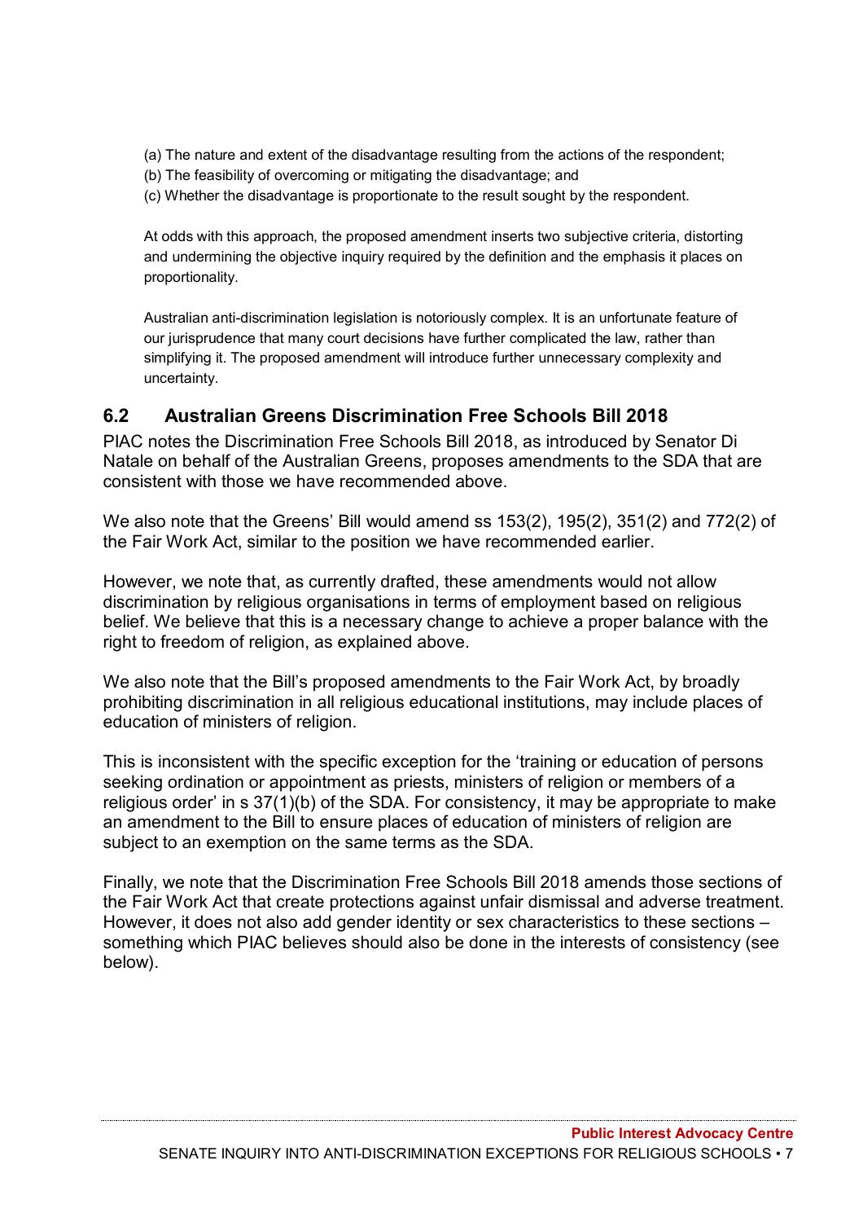(a) The nature and extent of the disadvantage resulting from the actions of the respondent;
(b) The feasibility of overcoming or mitigating the disadvantage; and
(c) Whether the disadvantage is proportionate to the result sought by the respondent.

At odds with this approach, the proposed amendment inserts two subjective criteria, distorting and undermining the objective inquiry required by the definition and the emphasis it places on proportionality.

Australian anti-discrimination legislation is notoriously complex. It is an unfortunate feature of our jurisprudence that many court decisions have further complicated the law, rather than simplifying it. The proposed amendment will introduce further unnecessary complexity and uncertainty.

## 6.2 Australian Greens Discrimination Free Schools Bill 2018

PIAC notes the Discrimination Free Schools Bill 2018, as introduced by Senator Di Natale on behalf of the Australian Greens, proposes amendments to the SDA that are consistent with those we have recommended above.

We also note that the Greens' Bill would amend ss 153(2), 195(2), 351(2) and 772(2) of the Fair Work Act, similar to the position we have recommended earlier.

However, we note that, as currently drafted, these amendments would not allow discrimination by religious organisations in terms of employment based on religious belief. We believe that this is a necessary change to achieve a proper balance with the right to freedom of religion, as explained above.

We also note that the Bill's proposed amendments to the Fair Work Act, by broadly prohibiting discrimination in all religious educational institutions, may include places of education of ministers of religion.

This is inconsistent with the specific exception for the 'training or education of persons seeking ordination or appointment as priests, ministers of religion or members of a religious order' in s 37(1)(b) of the SDA. For consistency, it may be appropriate to make an amendment to the Bill to ensure places of education of ministers of religion are subject to an exemption on the same terms as the SDA.

Finally, we note that the Discrimination Free Schools Bill 2018 amends those sections of the Fair Work Act that create protections against unfair dismissal and adverse treatment. However, it does not also add gender identity or sex characteristics to these sections – something which PIAC believes should also be done in the interests of consistency (see below).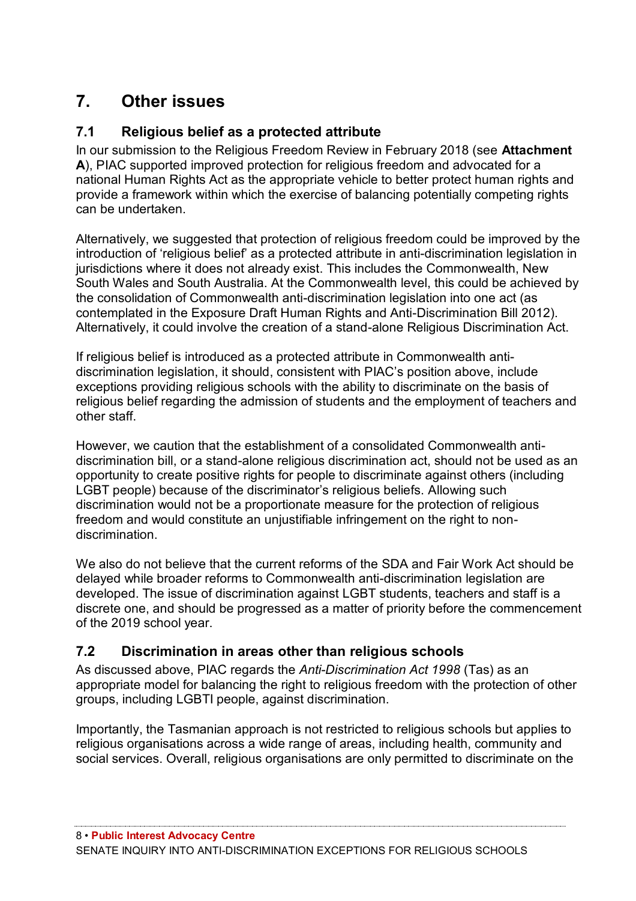## 7. Other issues

### 7.1 Religious belief as a protected attribute

In our submission to the Religious Freedom Review in February 2018 (see **Attachment A**), PIAC supported improved protection for religious freedom and advocated for a national Human Rights Act as the appropriate vehicle to better protect human rights and provide a framework within which the exercise of balancing potentially competing rights can be undertaken.

Alternatively, we suggested that protection of religious freedom could be improved by the introduction of 'religious belief' as a protected attribute in anti-discrimination legislation in jurisdictions where it does not already exist. This includes the Commonwealth, New South Wales and South Australia. At the Commonwealth level, this could be achieved by the consolidation of Commonwealth anti-discrimination legislation into one act (as contemplated in the Exposure Draft Human Rights and Anti-Discrimination Bill 2012). Alternatively, it could involve the creation of a stand-alone Religious Discrimination Act.

If religious belief is introduced as a protected attribute in Commonwealth anti-discrimination legislation, it should, consistent with PIAC's position above, include exceptions providing religious schools with the ability to discriminate on the basis of religious belief regarding the admission of students and the employment of teachers and other staff.

However, we caution that the establishment of a consolidated Commonwealth anti-discrimination bill, or a stand-alone religious discrimination act, should not be used as an opportunity to create positive rights for people to discriminate against others (including LGBT people) because of the discriminator's religious beliefs. Allowing such discrimination would not be a proportionate measure for the protection of religious freedom and would constitute an unjustifiable infringement on the right to non-discrimination.

We also do not believe that the current reforms of the SDA and Fair Work Act should be delayed while broader reforms to Commonwealth anti-discrimination legislation are developed. The issue of discrimination against LGBT students, teachers and staff is a discrete one, and should be progressed as a matter of priority before the commencement of the 2019 school year.

### 7.2 Discrimination in areas other than religious schools

As discussed above, PIAC regards the *Anti-Discrimination Act 1998* (Tas) as an appropriate model for balancing the right to religious freedom with the protection of other groups, including LGBTI people, against discrimination.

Importantly, the Tasmanian approach is not restricted to religious schools but applies to religious organisations across a wide range of areas, including health, community and social services. Overall, religious organisations are only permitted to discriminate on the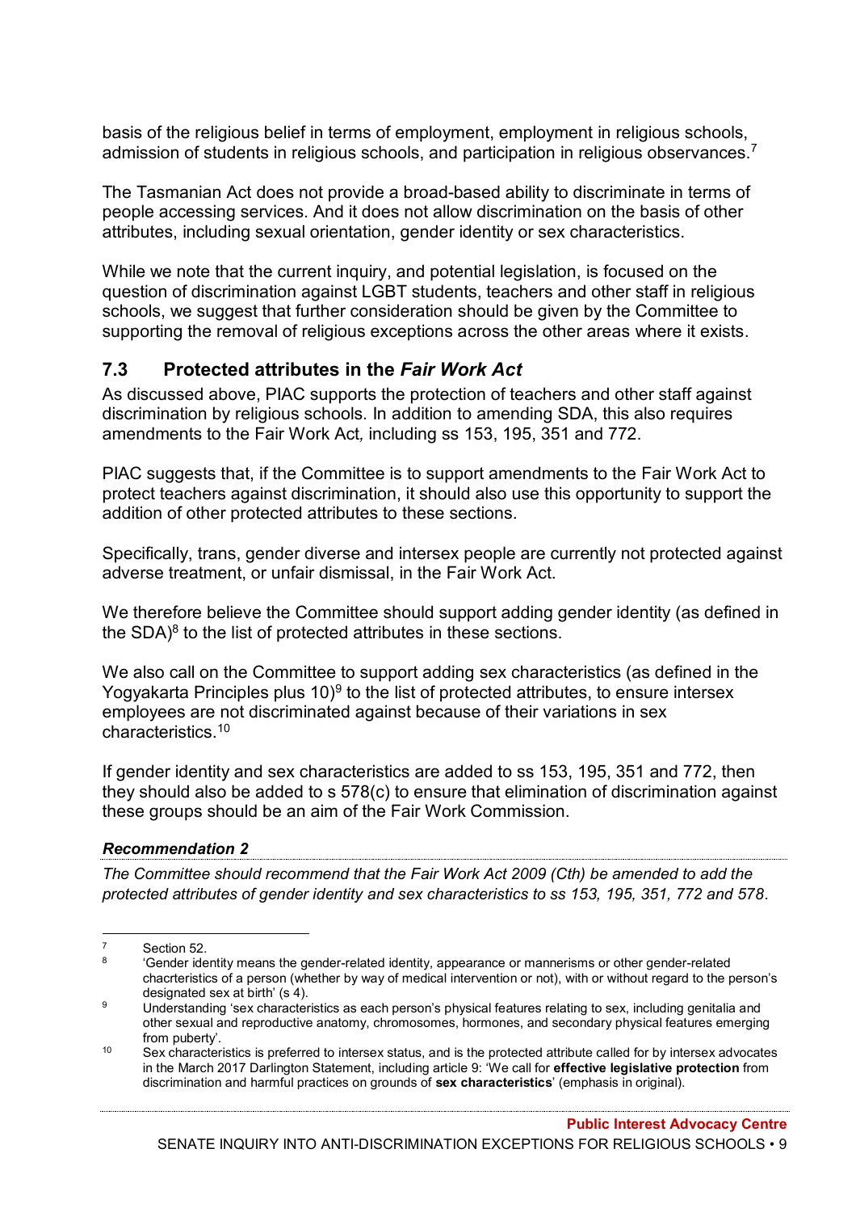basis of the religious belief in terms of employment, employment in religious schools, admission of students in religious schools, and participation in religious observances.[7]

The Tasmanian Act does not provide a broad-based ability to discriminate in terms of people accessing services. And it does not allow discrimination on the basis of other attributes, including sexual orientation, gender identity or sex characteristics.

While we note that the current inquiry, and potential legislation, is focused on the question of discrimination against LGBT students, teachers and other staff in religious schools, we suggest that further consideration should be given by the Committee to supporting the removal of religious exceptions across the other areas where it exists.

## 7.3 Protected attributes in the *Fair Work Act*

As discussed above, PIAC supports the protection of teachers and other staff against discrimination by religious schools. In addition to amending SDA, this also requires amendments to the Fair Work Act*,* including ss 153, 195, 351 and 772.

PIAC suggests that, if the Committee is to support amendments to the Fair Work Act to protect teachers against discrimination, it should also use this opportunity to support the addition of other protected attributes to these sections.

Specifically, trans, gender diverse and intersex people are currently not protected against adverse treatment, or unfair dismissal, in the Fair Work Act.

We therefore believe the Committee should support adding gender identity (as defined in the SDA)[8] to the list of protected attributes in these sections.

We also call on the Committee to support adding sex characteristics (as defined in the Yogyakarta Principles plus 10)[9] to the list of protected attributes, to ensure intersex employees are not discriminated against because of their variations in sex characteristics.[10]

If gender identity and sex characteristics are added to ss 153, 195, 351 and 772, then they should also be added to s 578(c) to ensure that elimination of discrimination against these groups should be an aim of the Fair Work Commission.

***Recommendation 2***

*The Committee should recommend that the Fair Work Act 2009 (Cth) be amended to add the protected attributes of gender identity and sex characteristics to ss 153, 195, 351, 772 and 578*.

---

[7] Section 52.

[8] 'Gender identity means the gender-related identity, appearance or mannerisms or other gender-related chacrteristics of a person (whether by way of medical intervention or not), with or without regard to the person's designated sex at birth' (s 4).

[9] Understanding 'sex characteristics as each person's physical features relating to sex, including genitalia and other sexual and reproductive anatomy, chromosomes, hormones, and secondary physical features emerging from puberty'.

[10] Sex characteristics is preferred to intersex status, and is the protected attribute called for by intersex advocates in the March 2017 Darlington Statement, including article 9: 'We call for **effective legislative protection** from discrimination and harmful practices on grounds of **sex characteristics**' (emphasis in original).